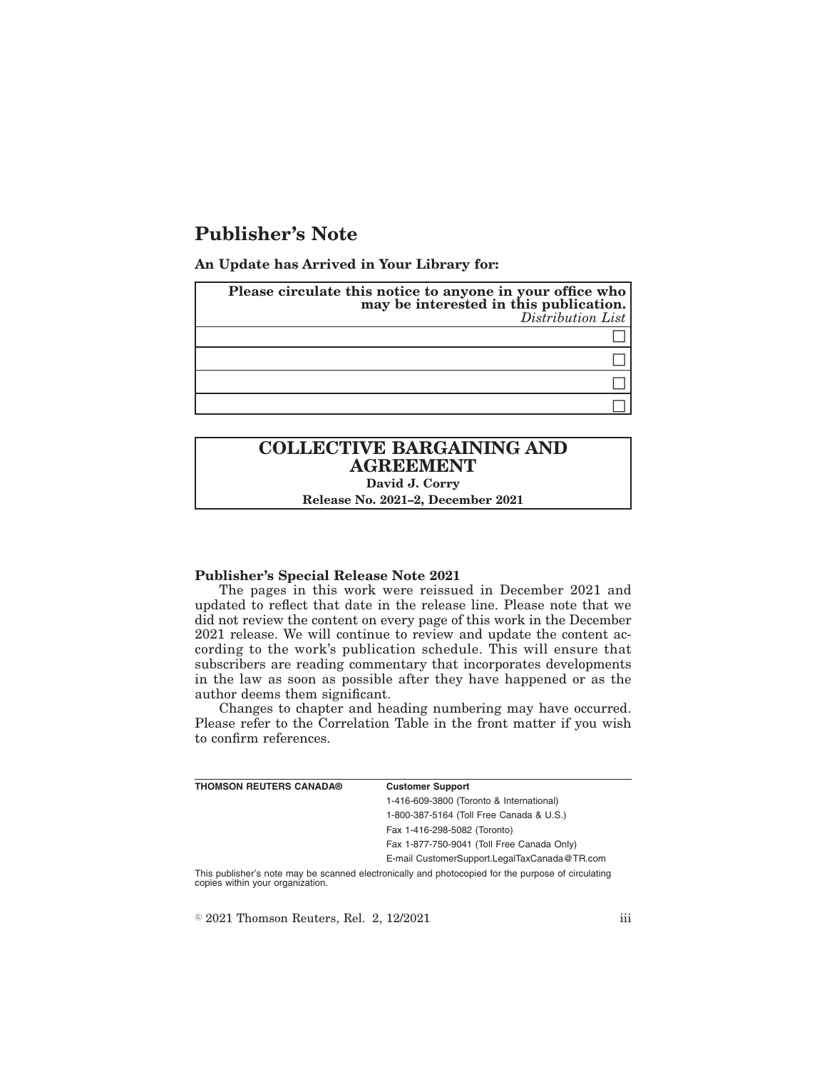# Publisher's Note

**An Update has Arrived in Your Library for:**

| **Please circulate this notice to anyone in your office who may be interested in this publication.** *Distribution List* |
|---|
| ☐ |
| ☐ |
| ☐ |
| ☐ |

## COLLECTIVE BARGAINING AND AGREEMENT

**David J. Corry**

**Release No. 2021–2, December 2021**

**Publisher's Special Release Note 2021**

The pages in this work were reissued in December 2021 and updated to reflect that date in the release line. Please note that we did not review the content on every page of this work in the December 2021 release. We will continue to review and update the content according to the work's publication schedule. This will ensure that subscribers are reading commentary that incorporates developments in the law as soon as possible after they have happened or as the author deems them significant.

Changes to chapter and heading numbering may have occurred. Please refer to the Correlation Table in the front matter if you wish to confirm references.

| **THOMSON REUTERS CANADA®** | **Customer Support** |
|---|---|
| | 1-416-609-3800 (Toronto & International) |
| | 1-800-387-5164 (Toll Free Canada & U.S.) |
| | Fax 1-416-298-5082 (Toronto) |
| | Fax 1-877-750-9041 (Toll Free Canada Only) |
| | E-mail CustomerSupport.LegalTaxCanada@TR.com |

This publisher's note may be scanned electronically and photocopied for the purpose of circulating copies within your organization.

© 2021 Thomson Reuters, Rel. 2, 12/2021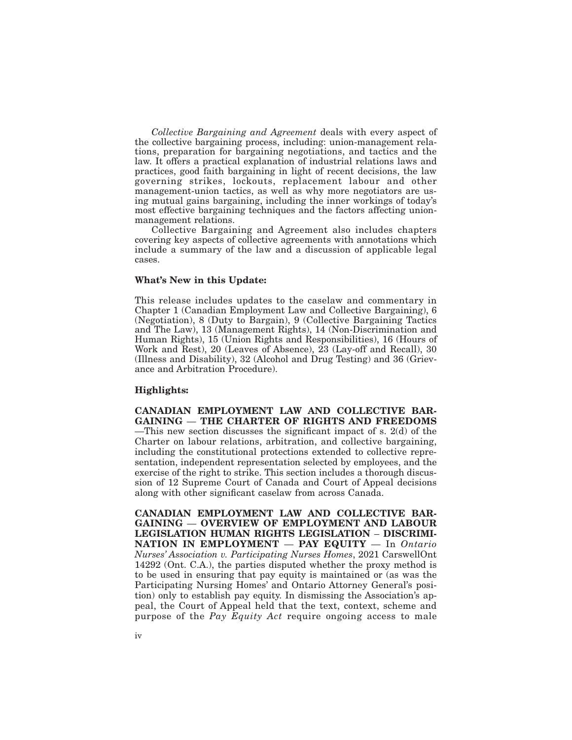*Collective Bargaining and Agreement* deals with every aspect of the collective bargaining process, including: union-management relations, preparation for bargaining negotiations, and tactics and the law. It offers a practical explanation of industrial relations laws and practices, good faith bargaining in light of recent decisions, the law governing strikes, lockouts, replacement labour and other management-union tactics, as well as why more negotiators are using mutual gains bargaining, including the inner workings of today's most effective bargaining techniques and the factors affecting union-management relations.

Collective Bargaining and Agreement also includes chapters covering key aspects of collective agreements with annotations which include a summary of the law and a discussion of applicable legal cases.

**What's New in this Update:**

This release includes updates to the caselaw and commentary in Chapter 1 (Canadian Employment Law and Collective Bargaining), 6 (Negotiation), 8 (Duty to Bargain), 9 (Collective Bargaining Tactics and The Law), 13 (Management Rights), 14 (Non-Discrimination and Human Rights), 15 (Union Rights and Responsibilities), 16 (Hours of Work and Rest), 20 (Leaves of Absence), 23 (Lay-off and Recall), 30 (Illness and Disability), 32 (Alcohol and Drug Testing) and 36 (Grievance and Arbitration Procedure).

**Highlights:**

**CANADIAN EMPLOYMENT LAW AND COLLECTIVE BARGAINING — THE CHARTER OF RIGHTS AND FREEDOMS** —This new section discusses the significant impact of s. 2(d) of the Charter on labour relations, arbitration, and collective bargaining, including the constitutional protections extended to collective representation, independent representation selected by employees, and the exercise of the right to strike. This section includes a thorough discussion of 12 Supreme Court of Canada and Court of Appeal decisions along with other significant caselaw from across Canada.

**CANADIAN EMPLOYMENT LAW AND COLLECTIVE BARGAINING — OVERVIEW OF EMPLOYMENT AND LABOUR LEGISLATION HUMAN RIGHTS LEGISLATION – DISCRIMINATION IN EMPLOYMENT — PAY EQUITY** — In *Ontario Nurses' Association v. Participating Nurses Homes*, 2021 CarswellOnt 14292 (Ont. C.A.), the parties disputed whether the proxy method is to be used in ensuring that pay equity is maintained or (as was the Participating Nursing Homes' and Ontario Attorney General's position) only to establish pay equity. In dismissing the Association's appeal, the Court of Appeal held that the text, context, scheme and purpose of the *Pay Equity Act* require ongoing access to male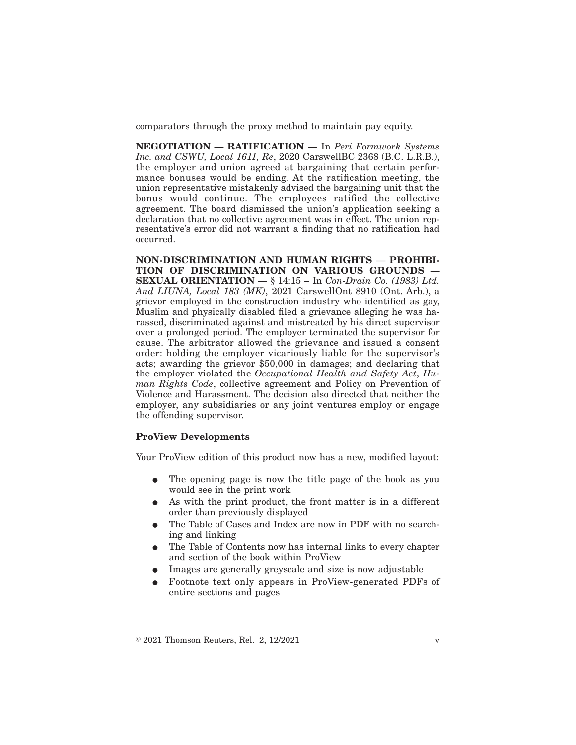comparators through the proxy method to maintain pay equity.

**NEGOTIATION — RATIFICATION** — In *Peri Formwork Systems Inc. and CSWU, Local 1611, Re*, 2020 CarswellBC 2368 (B.C. L.R.B.), the employer and union agreed at bargaining that certain performance bonuses would be ending. At the ratification meeting, the union representative mistakenly advised the bargaining unit that the bonus would continue. The employees ratified the collective agreement. The board dismissed the union's application seeking a declaration that no collective agreement was in effect. The union representative's error did not warrant a finding that no ratification had occurred.

**NON-DISCRIMINATION AND HUMAN RIGHTS — PROHIBITION OF DISCRIMINATION ON VARIOUS GROUNDS — SEXUAL ORIENTATION** — § 14:15 – In *Con-Drain Co. (1983) Ltd. And LIUNA, Local 183 (MK)*, 2021 CarswellOnt 8910 (Ont. Arb.), a grievor employed in the construction industry who identified as gay, Muslim and physically disabled filed a grievance alleging he was harassed, discriminated against and mistreated by his direct supervisor over a prolonged period. The employer terminated the supervisor for cause. The arbitrator allowed the grievance and issued a consent order: holding the employer vicariously liable for the supervisor's acts; awarding the grievor $50,000 in damages; and declaring that the employer violated the *Occupational Health and Safety Act*, *Human Rights Code*, collective agreement and Policy on Prevention of Violence and Harassment. The decision also directed that neither the employer, any subsidiaries or any joint ventures employ or engage the offending supervisor.

**ProView Developments**

Your ProView edition of this product now has a new, modified layout:

- The opening page is now the title page of the book as you would see in the print work
- As with the print product, the front matter is in a different order than previously displayed
- The Table of Cases and Index are now in PDF with no searching and linking
- The Table of Contents now has internal links to every chapter and section of the book within ProView
- Images are generally greyscale and size is now adjustable
- Footnote text only appears in ProView-generated PDFs of entire sections and pages